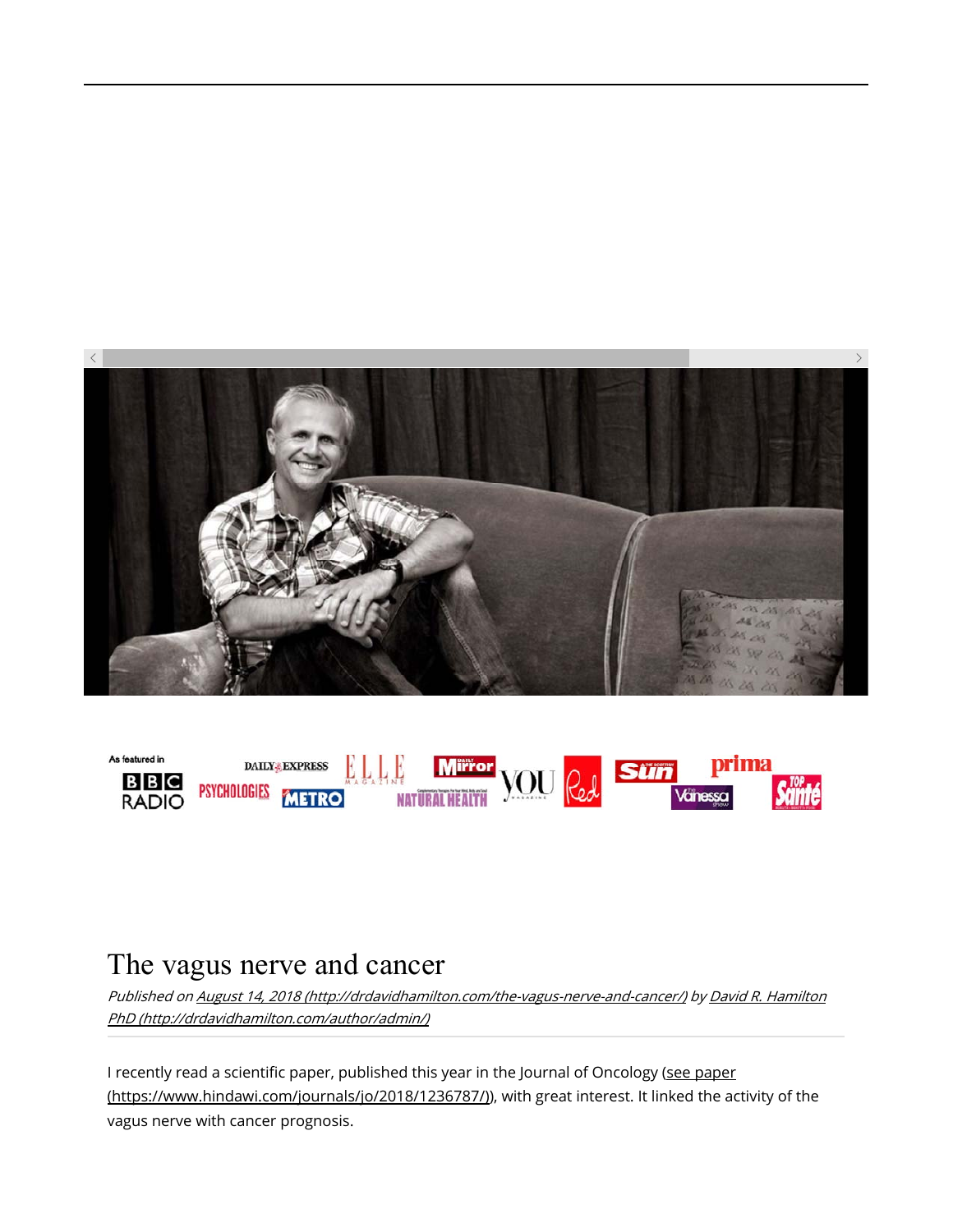As featured in

# The vagus nerve and cancer

*Published on [August 14, 2018 (http://drdavidhamilton.com/the-vagus-nerve-and-cancer/)](http://drdavidhamilton.com/the-vagus-nerve-and-cancer/) by [David R. Hamilton PhD (http://drdavidhamilton.com/author/admin/)](http://drdavidhamilton.com/author/admin/)*

I recently read a scientific paper, published this year in the Journal of Oncology ([see paper (https://www.hindawi.com/journals/jo/2018/1236787/)](https://www.hindawi.com/journals/jo/2018/1236787/)), with great interest. It linked the activity of the vagus nerve with cancer prognosis.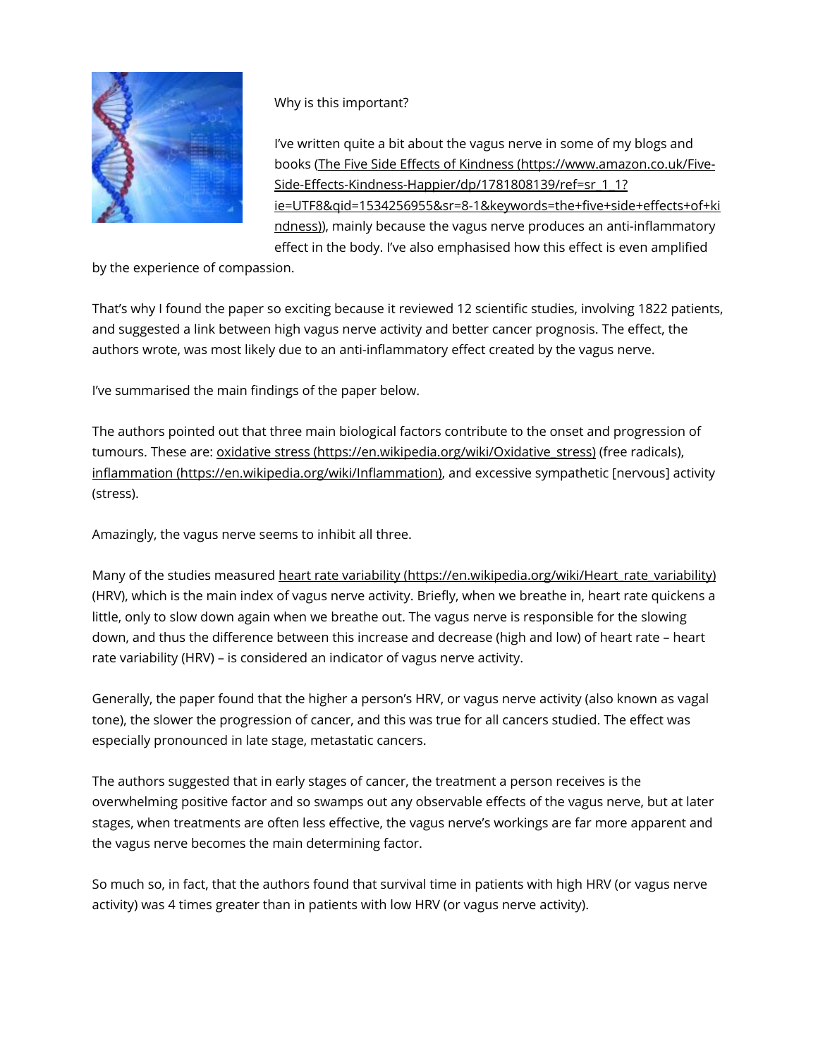Why is this important?

I've written quite a bit about the vagus nerve in some of my blogs and books ([The Five Side Effects of Kindness (https://www.amazon.co.uk/Five-Side-Effects-Kindness-Happier/dp/1781808139/ref=sr_1_1?ie=UTF8&qid=1534256955&sr=8-1&keywords=the+five+side+effects+of+kindness)](https://www.amazon.co.uk/Five-Side-Effects-Kindness-Happier/dp/1781808139/ref=sr_1_1?ie=UTF8&qid=1534256955&sr=8-1&keywords=the+five+side+effects+of+kindness)), mainly because the vagus nerve produces an anti-inflammatory effect in the body. I've also emphasised how this effect is even amplified by the experience of compassion.

That's why I found the paper so exciting because it reviewed 12 scientific studies, involving 1822 patients, and suggested a link between high vagus nerve activity and better cancer prognosis. The effect, the authors wrote, was most likely due to an anti-inflammatory effect created by the vagus nerve.

I've summarised the main findings of the paper below.

The authors pointed out that three main biological factors contribute to the onset and progression of tumours. These are: [oxidative stress (https://en.wikipedia.org/wiki/Oxidative_stress)](https://en.wikipedia.org/wiki/Oxidative_stress) (free radicals), [inflammation (https://en.wikipedia.org/wiki/Inflammation)](https://en.wikipedia.org/wiki/Inflammation), and excessive sympathetic [nervous] activity (stress).

Amazingly, the vagus nerve seems to inhibit all three.

Many of the studies measured [heart rate variability (https://en.wikipedia.org/wiki/Heart_rate_variability)](https://en.wikipedia.org/wiki/Heart_rate_variability) (HRV), which is the main index of vagus nerve activity. Briefly, when we breathe in, heart rate quickens a little, only to slow down again when we breathe out. The vagus nerve is responsible for the slowing down, and thus the difference between this increase and decrease (high and low) of heart rate – heart rate variability (HRV) – is considered an indicator of vagus nerve activity.

Generally, the paper found that the higher a person's HRV, or vagus nerve activity (also known as vagal tone), the slower the progression of cancer, and this was true for all cancers studied. The effect was especially pronounced in late stage, metastatic cancers.

The authors suggested that in early stages of cancer, the treatment a person receives is the overwhelming positive factor and so swamps out any observable effects of the vagus nerve, but at later stages, when treatments are often less effective, the vagus nerve's workings are far more apparent and the vagus nerve becomes the main determining factor.

So much so, in fact, that the authors found that survival time in patients with high HRV (or vagus nerve activity) was 4 times greater than in patients with low HRV (or vagus nerve activity).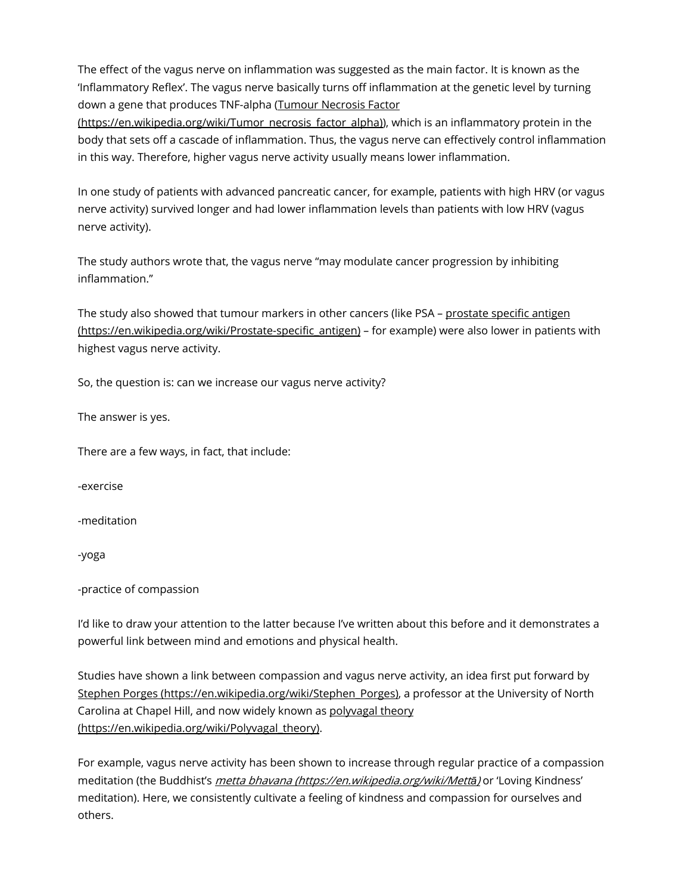The effect of the vagus nerve on inflammation was suggested as the main factor. It is known as the 'Inflammatory Reflex'. The vagus nerve basically turns off inflammation at the genetic level by turning down a gene that produces TNF-alpha ([Tumour Necrosis Factor (https://en.wikipedia.org/wiki/Tumor_necrosis_factor_alpha)](https://en.wikipedia.org/wiki/Tumor_necrosis_factor_alpha)), which is an inflammatory protein in the body that sets off a cascade of inflammation. Thus, the vagus nerve can effectively control inflammation in this way. Therefore, higher vagus nerve activity usually means lower inflammation.

In one study of patients with advanced pancreatic cancer, for example, patients with high HRV (or vagus nerve activity) survived longer and had lower inflammation levels than patients with low HRV (vagus nerve activity).

The study authors wrote that, the vagus nerve "may modulate cancer progression by inhibiting inflammation."

The study also showed that tumour markers in other cancers (like PSA – [prostate specific antigen (https://en.wikipedia.org/wiki/Prostate-specific_antigen)](https://en.wikipedia.org/wiki/Prostate-specific_antigen) – for example) were also lower in patients with highest vagus nerve activity.

So, the question is: can we increase our vagus nerve activity?

The answer is yes.

There are a few ways, in fact, that include:

-exercise

-meditation

-yoga

-practice of compassion

I'd like to draw your attention to the latter because I've written about this before and it demonstrates a powerful link between mind and emotions and physical health.

Studies have shown a link between compassion and vagus nerve activity, an idea first put forward by [Stephen Porges (https://en.wikipedia.org/wiki/Stephen_Porges)](https://en.wikipedia.org/wiki/Stephen_Porges), a professor at the University of North Carolina at Chapel Hill, and now widely known as [polyvagal theory (https://en.wikipedia.org/wiki/Polyvagal_theory)](https://en.wikipedia.org/wiki/Polyvagal_theory).

For example, vagus nerve activity has been shown to increase through regular practice of a compassion meditation (the Buddhist's [*metta bhavana (https://en.wikipedia.org/wiki/Mettā)*](https://en.wikipedia.org/wiki/Mettā) or 'Loving Kindness' meditation). Here, we consistently cultivate a feeling of kindness and compassion for ourselves and others.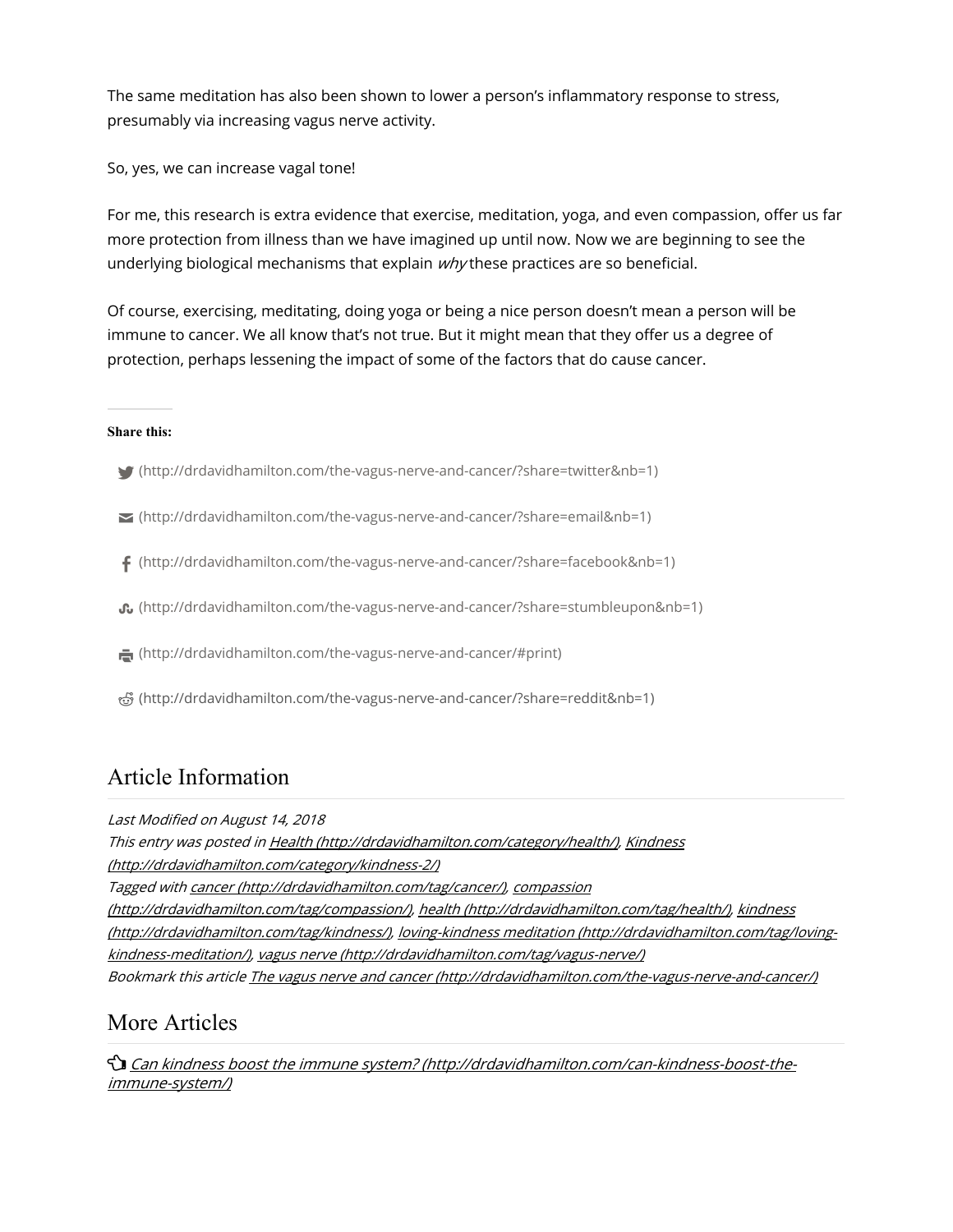The same meditation has also been shown to lower a person's inflammatory response to stress, presumably via increasing vagus nerve activity.

So, yes, we can increase vagal tone!

For me, this research is extra evidence that exercise, meditation, yoga, and even compassion, offer us far more protection from illness than we have imagined up until now. Now we are beginning to see the underlying biological mechanisms that explain *why* these practices are so beneficial.

Of course, exercising, meditating, doing yoga or being a nice person doesn't mean a person will be immune to cancer. We all know that's not true. But it might mean that they offer us a degree of protection, perhaps lessening the impact of some of the factors that do cause cancer.

**Share this:**

- (http://drdavidhamilton.com/the-vagus-nerve-and-cancer/?share=twitter&nb=1)
- (http://drdavidhamilton.com/the-vagus-nerve-and-cancer/?share=email&nb=1)
- (http://drdavidhamilton.com/the-vagus-nerve-and-cancer/?share=facebook&nb=1)
- (http://drdavidhamilton.com/the-vagus-nerve-and-cancer/?share=stumbleupon&nb=1)
- (http://drdavidhamilton.com/the-vagus-nerve-and-cancer/#print)
- (http://drdavidhamilton.com/the-vagus-nerve-and-cancer/?share=reddit&nb=1)

## Article Information

*Last Modified on August 14, 2018*
*This entry was posted in Health (http://drdavidhamilton.com/category/health/), Kindness (http://drdavidhamilton.com/category/kindness-2/)*
*Tagged with cancer (http://drdavidhamilton.com/tag/cancer/), compassion (http://drdavidhamilton.com/tag/compassion/), health (http://drdavidhamilton.com/tag/health/), kindness (http://drdavidhamilton.com/tag/kindness/), loving-kindness meditation (http://drdavidhamilton.com/tag/loving-kindness-meditation/), vagus nerve (http://drdavidhamilton.com/tag/vagus-nerve/)*
*Bookmark this article The vagus nerve and cancer (http://drdavidhamilton.com/the-vagus-nerve-and-cancer/)*

## More Articles

*Can kindness boost the immune system? (http://drdavidhamilton.com/can-kindness-boost-the-immune-system/)*